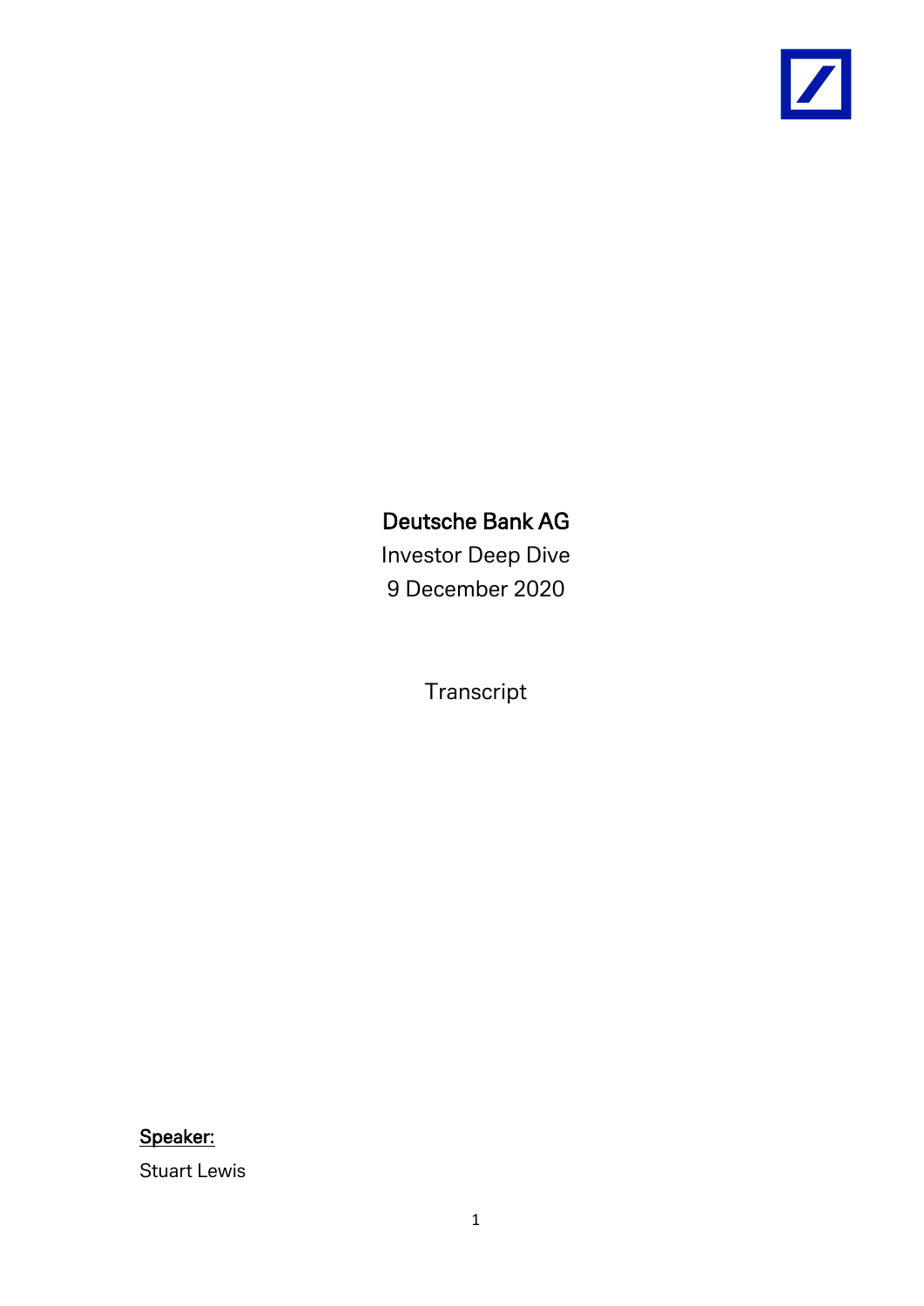# Deutsche Bank AG

Investor Deep Dive

9 December 2020

Transcript

<u>Speaker:</u>

Stuart Lewis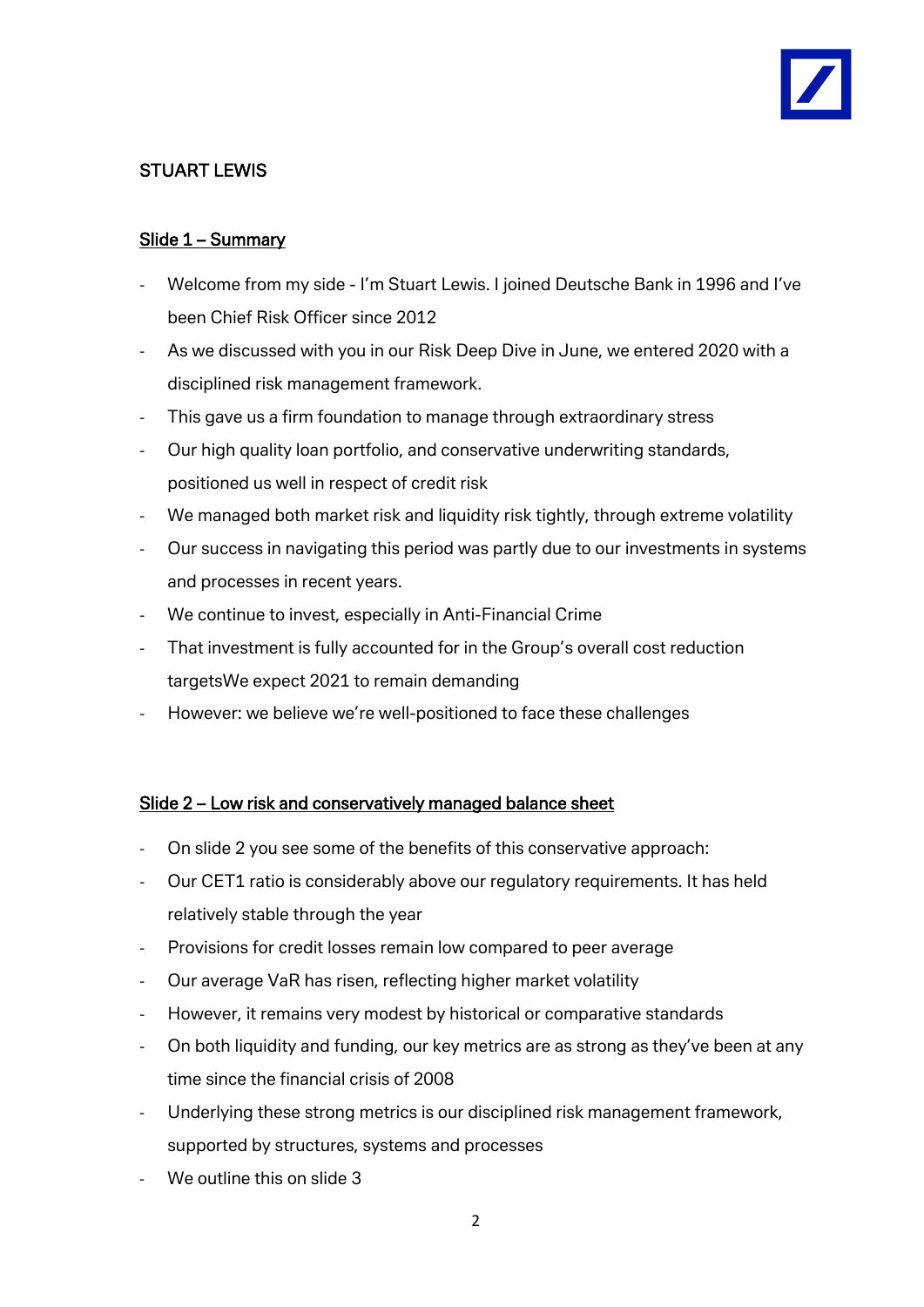STUART LEWIS

Slide 1 – Summary

- Welcome from my side - I'm Stuart Lewis. I joined Deutsche Bank in 1996 and I've been Chief Risk Officer since 2012
- As we discussed with you in our Risk Deep Dive in June, we entered 2020 with a disciplined risk management framework.
- This gave us a firm foundation to manage through extraordinary stress
- Our high quality loan portfolio, and conservative underwriting standards, positioned us well in respect of credit risk
- We managed both market risk and liquidity risk tightly, through extreme volatility
- Our success in navigating this period was partly due to our investments in systems and processes in recent years.
- We continue to invest, especially in Anti-Financial Crime
- That investment is fully accounted for in the Group's overall cost reduction targetsWe expect 2021 to remain demanding
- However: we believe we're well-positioned to face these challenges

Slide 2 – Low risk and conservatively managed balance sheet

- On slide 2 you see some of the benefits of this conservative approach:
- Our CET1 ratio is considerably above our regulatory requirements. It has held relatively stable through the year
- Provisions for credit losses remain low compared to peer average
- Our average VaR has risen, reflecting higher market volatility
- However, it remains very modest by historical or comparative standards
- On both liquidity and funding, our key metrics are as strong as they've been at any time since the financial crisis of 2008
- Underlying these strong metrics is our disciplined risk management framework, supported by structures, systems and processes
- We outline this on slide 3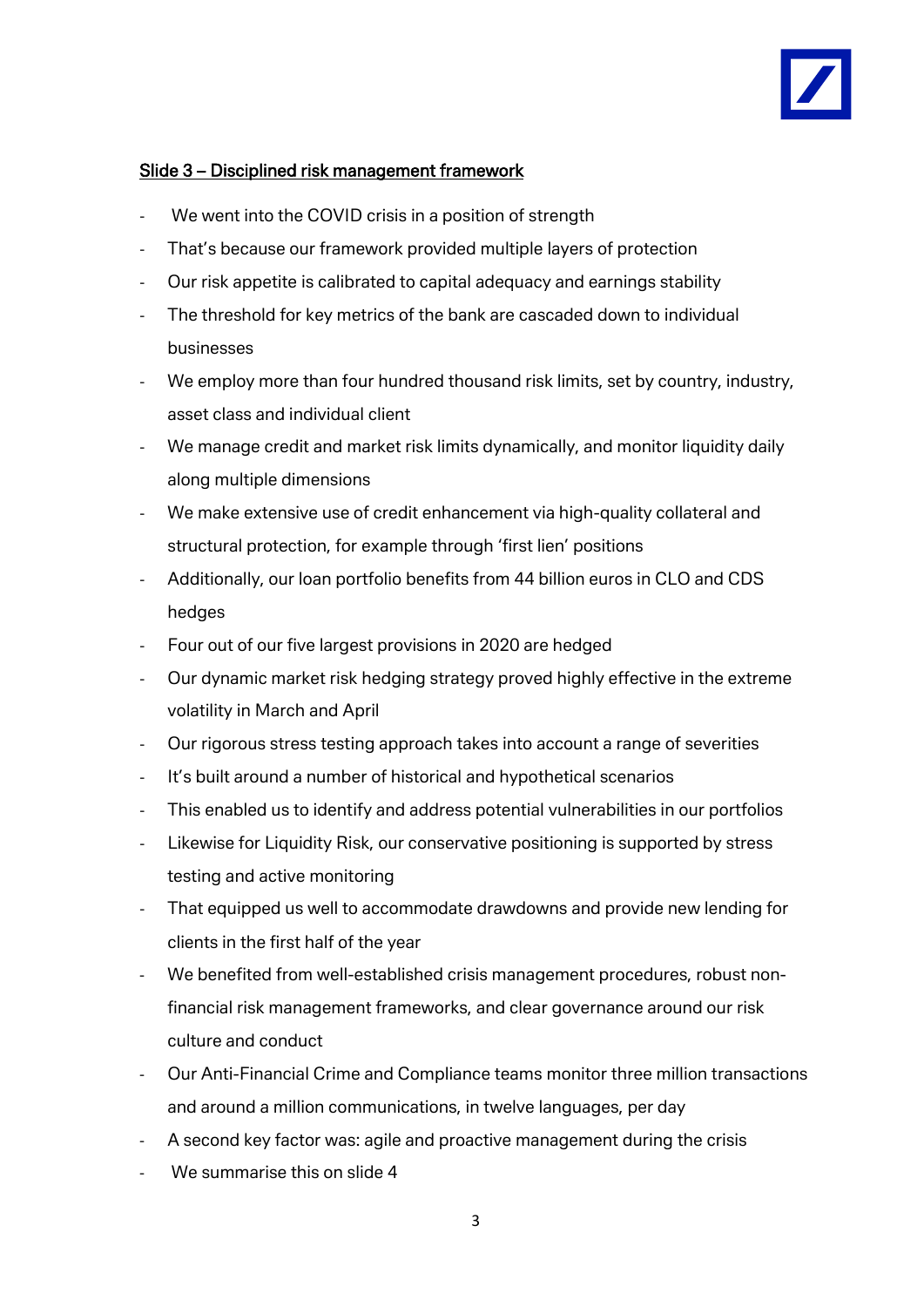<u>Slide 3 – Disciplined risk management framework</u>

- We went into the COVID crisis in a position of strength
- That's because our framework provided multiple layers of protection
- Our risk appetite is calibrated to capital adequacy and earnings stability
- The threshold for key metrics of the bank are cascaded down to individual businesses
- We employ more than four hundred thousand risk limits, set by country, industry, asset class and individual client
- We manage credit and market risk limits dynamically, and monitor liquidity daily along multiple dimensions
- We make extensive use of credit enhancement via high-quality collateral and structural protection, for example through 'first lien' positions
- Additionally, our loan portfolio benefits from 44 billion euros in CLO and CDS hedges
- Four out of our five largest provisions in 2020 are hedged
- Our dynamic market risk hedging strategy proved highly effective in the extreme volatility in March and April
- Our rigorous stress testing approach takes into account a range of severities
- It's built around a number of historical and hypothetical scenarios
- This enabled us to identify and address potential vulnerabilities in our portfolios
- Likewise for Liquidity Risk, our conservative positioning is supported by stress testing and active monitoring
- That equipped us well to accommodate drawdowns and provide new lending for clients in the first half of the year
- We benefited from well-established crisis management procedures, robust non-financial risk management frameworks, and clear governance around our risk culture and conduct
- Our Anti-Financial Crime and Compliance teams monitor three million transactions and around a million communications, in twelve languages, per day
- A second key factor was: agile and proactive management during the crisis
- We summarise this on slide 4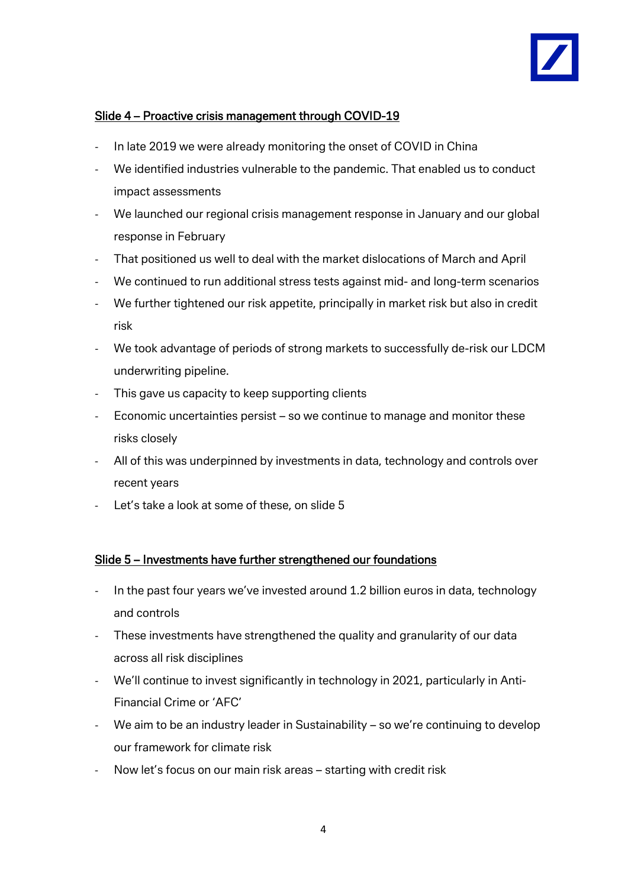## Slide 4 – Proactive crisis management through COVID-19

- In late 2019 we were already monitoring the onset of COVID in China
- We identified industries vulnerable to the pandemic. That enabled us to conduct impact assessments
- We launched our regional crisis management response in January and our global response in February
- That positioned us well to deal with the market dislocations of March and April
- We continued to run additional stress tests against mid- and long-term scenarios
- We further tightened our risk appetite, principally in market risk but also in credit risk
- We took advantage of periods of strong markets to successfully de-risk our LDCM underwriting pipeline.
- This gave us capacity to keep supporting clients
- Economic uncertainties persist – so we continue to manage and monitor these risks closely
- All of this was underpinned by investments in data, technology and controls over recent years
- Let's take a look at some of these, on slide 5

## Slide 5 – Investments have further strengthened our foundations

- In the past four years we've invested around 1.2 billion euros in data, technology and controls
- These investments have strengthened the quality and granularity of our data across all risk disciplines
- We'll continue to invest significantly in technology in 2021, particularly in Anti-Financial Crime or 'AFC'
- We aim to be an industry leader in Sustainability – so we're continuing to develop our framework for climate risk
- Now let's focus on our main risk areas – starting with credit risk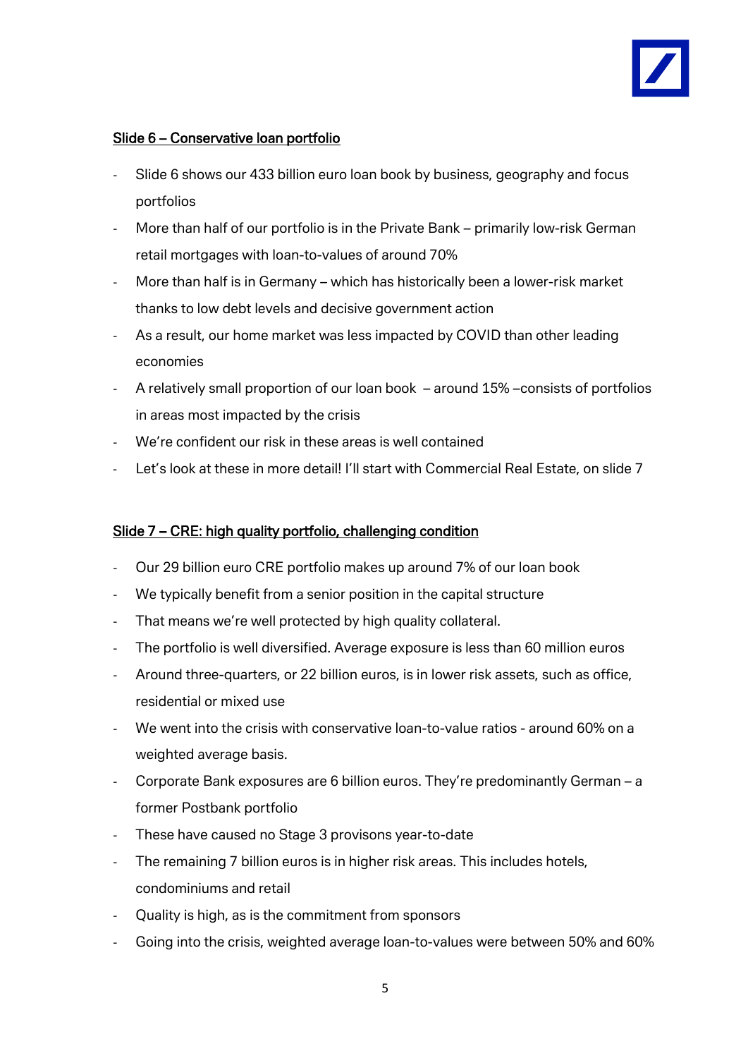## Slide 6 – Conservative loan portfolio

- Slide 6 shows our 433 billion euro loan book by business, geography and focus portfolios
- More than half of our portfolio is in the Private Bank – primarily low-risk German retail mortgages with loan-to-values of around 70%
- More than half is in Germany – which has historically been a lower-risk market thanks to low debt levels and decisive government action
- As a result, our home market was less impacted by COVID than other leading economies
- A relatively small proportion of our loan book – around 15% –consists of portfolios in areas most impacted by the crisis
- We're confident our risk in these areas is well contained
- Let's look at these in more detail! I'll start with Commercial Real Estate, on slide 7

## Slide 7 – CRE: high quality portfolio, challenging condition

- Our 29 billion euro CRE portfolio makes up around 7% of our loan book
- We typically benefit from a senior position in the capital structure
- That means we're well protected by high quality collateral.
- The portfolio is well diversified. Average exposure is less than 60 million euros
- Around three-quarters, or 22 billion euros, is in lower risk assets, such as office, residential or mixed use
- We went into the crisis with conservative loan-to-value ratios - around 60% on a weighted average basis.
- Corporate Bank exposures are 6 billion euros. They're predominantly German – a former Postbank portfolio
- These have caused no Stage 3 provisons year-to-date
- The remaining 7 billion euros is in higher risk areas. This includes hotels, condominiums and retail
- Quality is high, as is the commitment from sponsors
- Going into the crisis, weighted average loan-to-values were between 50% and 60%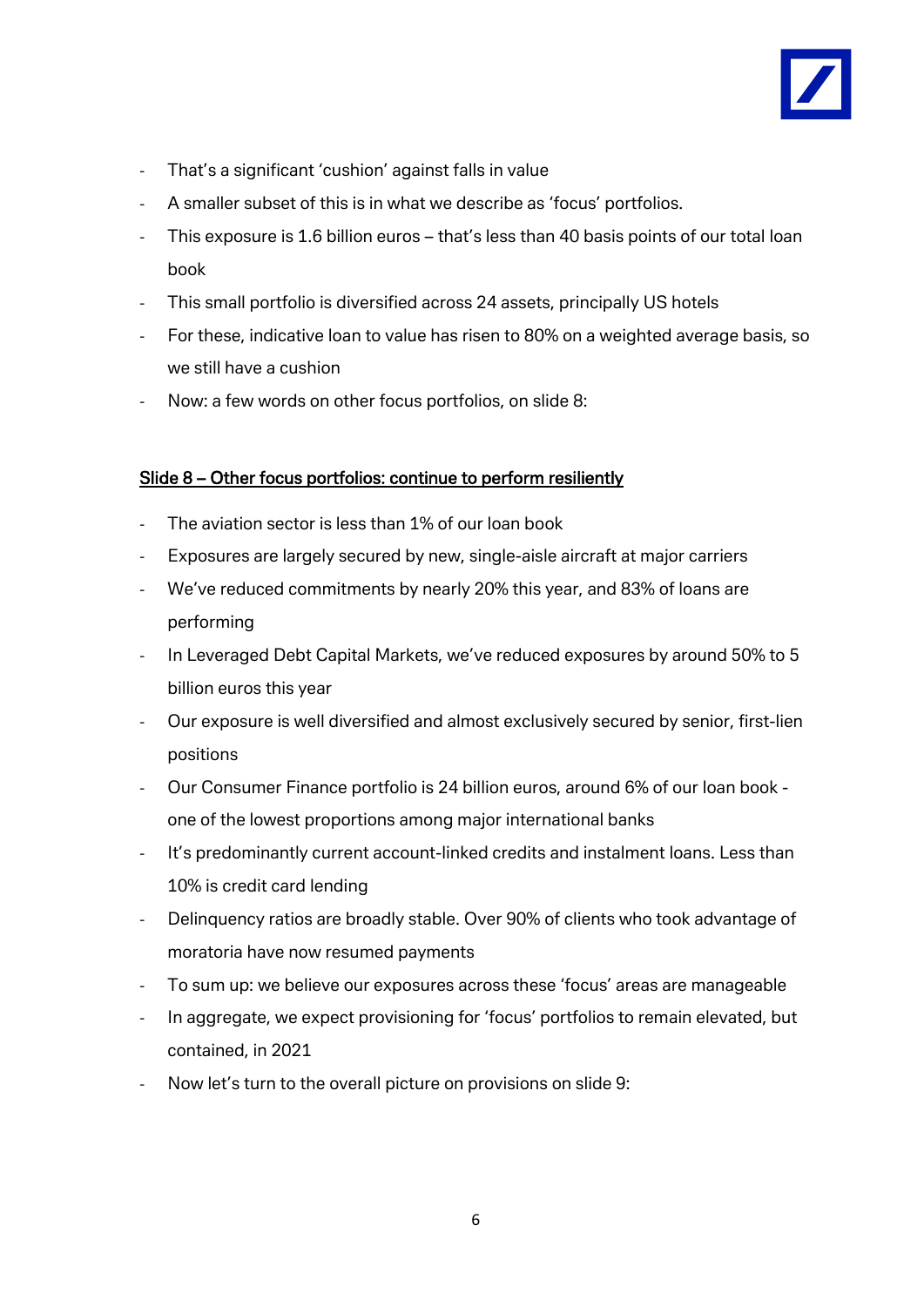- That's a significant 'cushion' against falls in value
- A smaller subset of this is in what we describe as 'focus' portfolios.
- This exposure is 1.6 billion euros – that's less than 40 basis points of our total loan book
- This small portfolio is diversified across 24 assets, principally US hotels
- For these, indicative loan to value has risen to 80% on a weighted average basis, so we still have a cushion
- Now: a few words on other focus portfolios, on slide 8:

<u>Slide 8 – Other focus portfolios: continue to perform resiliently</u>

- The aviation sector is less than 1% of our loan book
- Exposures are largely secured by new, single-aisle aircraft at major carriers
- We've reduced commitments by nearly 20% this year, and 83% of loans are performing
- In Leveraged Debt Capital Markets, we've reduced exposures by around 50% to 5 billion euros this year
- Our exposure is well diversified and almost exclusively secured by senior, first-lien positions
- Our Consumer Finance portfolio is 24 billion euros, around 6% of our loan book - one of the lowest proportions among major international banks
- It's predominantly current account-linked credits and instalment loans. Less than 10% is credit card lending
- Delinquency ratios are broadly stable. Over 90% of clients who took advantage of moratoria have now resumed payments
- To sum up: we believe our exposures across these 'focus' areas are manageable
- In aggregate, we expect provisioning for 'focus' portfolios to remain elevated, but contained, in 2021
- Now let's turn to the overall picture on provisions on slide 9: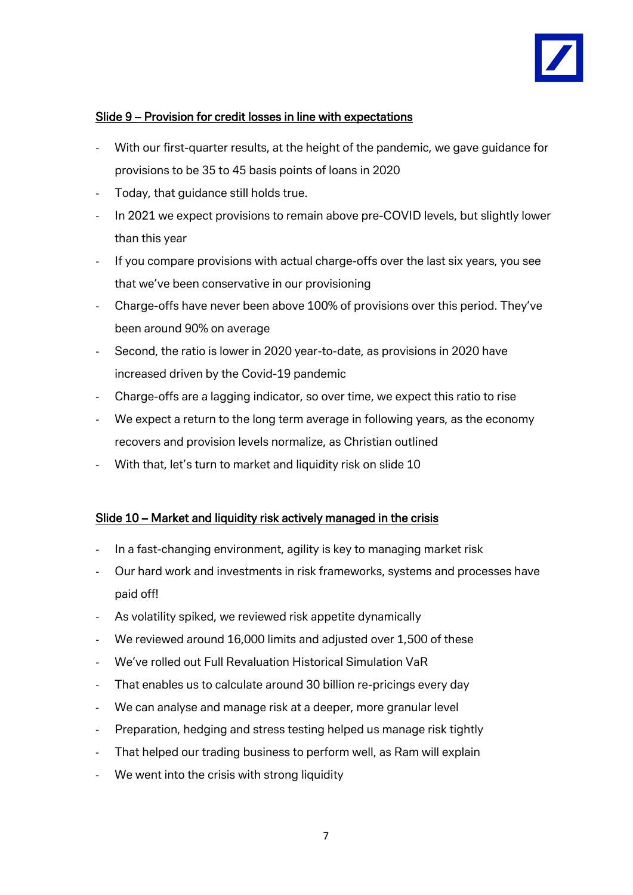<u>Slide 9 – Provision for credit losses in line with expectations</u>

- With our first-quarter results, at the height of the pandemic, we gave guidance for provisions to be 35 to 45 basis points of loans in 2020
- Today, that guidance still holds true.
- In 2021 we expect provisions to remain above pre-COVID levels, but slightly lower than this year
- If you compare provisions with actual charge-offs over the last six years, you see that we've been conservative in our provisioning
- Charge-offs have never been above 100% of provisions over this period. They've been around 90% on average
- Second, the ratio is lower in 2020 year-to-date, as provisions in 2020 have increased driven by the Covid-19 pandemic
- Charge-offs are a lagging indicator, so over time, we expect this ratio to rise
- We expect a return to the long term average in following years, as the economy recovers and provision levels normalize, as Christian outlined
- With that, let's turn to market and liquidity risk on slide 10

<u>Slide 10 – Market and liquidity risk actively managed in the crisis</u>

- In a fast-changing environment, agility is key to managing market risk
- Our hard work and investments in risk frameworks, systems and processes have paid off!
- As volatility spiked, we reviewed risk appetite dynamically
- We reviewed around 16,000 limits and adjusted over 1,500 of these
- We've rolled out Full Revaluation Historical Simulation VaR
- That enables us to calculate around 30 billion re-pricings every day
- We can analyse and manage risk at a deeper, more granular level
- Preparation, hedging and stress testing helped us manage risk tightly
- That helped our trading business to perform well, as Ram will explain
- We went into the crisis with strong liquidity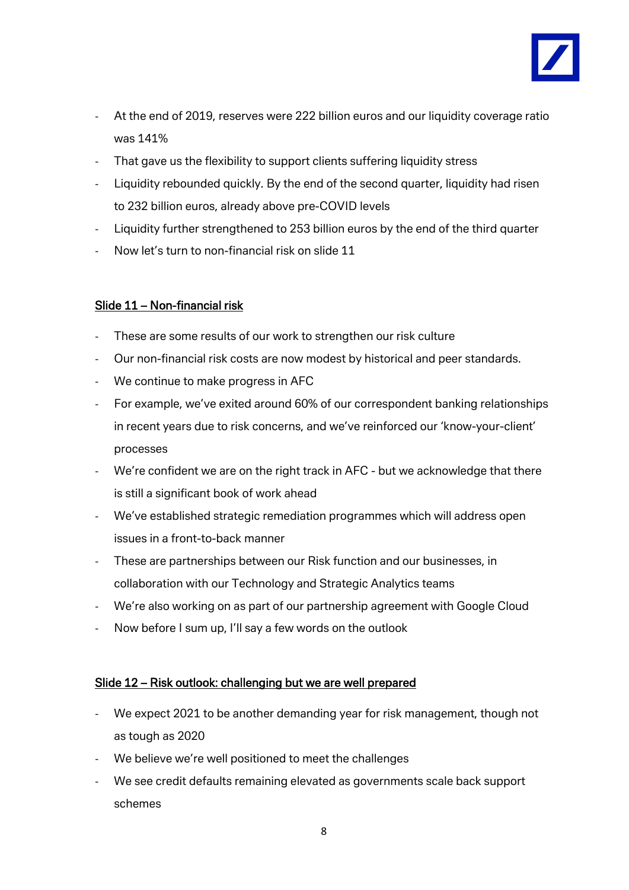- At the end of 2019, reserves were 222 billion euros and our liquidity coverage ratio was 141%
- That gave us the flexibility to support clients suffering liquidity stress
- Liquidity rebounded quickly. By the end of the second quarter, liquidity had risen to 232 billion euros, already above pre-COVID levels
- Liquidity further strengthened to 253 billion euros by the end of the third quarter
- Now let's turn to non-financial risk on slide 11

<u>Slide 11 – Non-financial risk</u>

- These are some results of our work to strengthen our risk culture
- Our non-financial risk costs are now modest by historical and peer standards.
- We continue to make progress in AFC
- For example, we've exited around 60% of our correspondent banking relationships in recent years due to risk concerns, and we've reinforced our 'know-your-client' processes
- We're confident we are on the right track in AFC - but we acknowledge that there is still a significant book of work ahead
- We've established strategic remediation programmes which will address open issues in a front-to-back manner
- These are partnerships between our Risk function and our businesses, in collaboration with our Technology and Strategic Analytics teams
- We're also working on as part of our partnership agreement with Google Cloud
- Now before I sum up, I'll say a few words on the outlook

<u>Slide 12 – Risk outlook: challenging but we are well prepared</u>

- We expect 2021 to be another demanding year for risk management, though not as tough as 2020
- We believe we're well positioned to meet the challenges
- We see credit defaults remaining elevated as governments scale back support schemes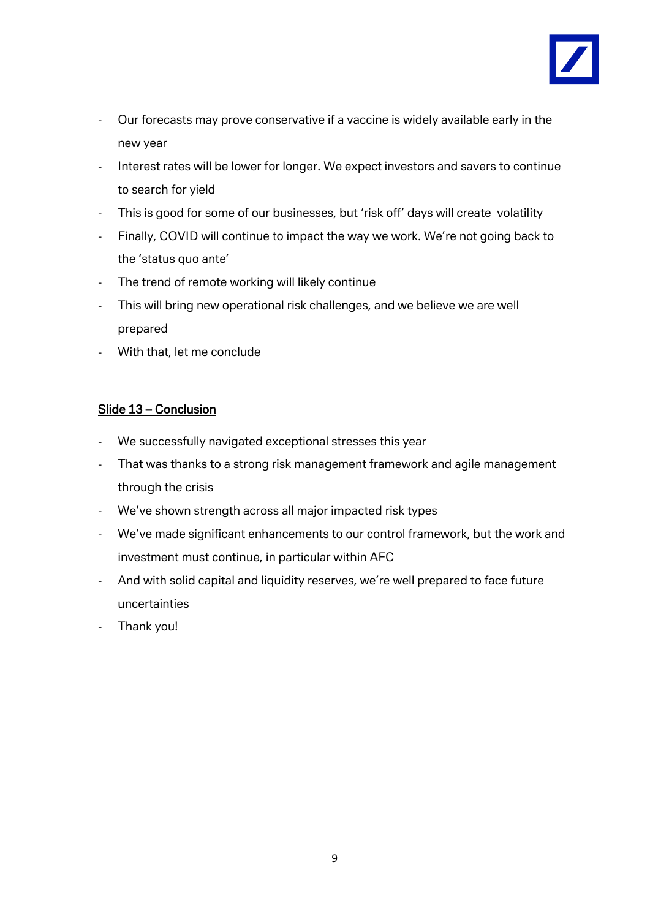- Our forecasts may prove conservative if a vaccine is widely available early in the new year
- Interest rates will be lower for longer. We expect investors and savers to continue to search for yield
- This is good for some of our businesses, but 'risk off' days will create volatility
- Finally, COVID will continue to impact the way we work. We're not going back to the 'status quo ante'
- The trend of remote working will likely continue
- This will bring new operational risk challenges, and we believe we are well prepared
- With that, let me conclude

## Slide 13 – Conclusion

- We successfully navigated exceptional stresses this year
- That was thanks to a strong risk management framework and agile management through the crisis
- We've shown strength across all major impacted risk types
- We've made significant enhancements to our control framework, but the work and investment must continue, in particular within AFC
- And with solid capital and liquidity reserves, we're well prepared to face future uncertainties
- Thank you!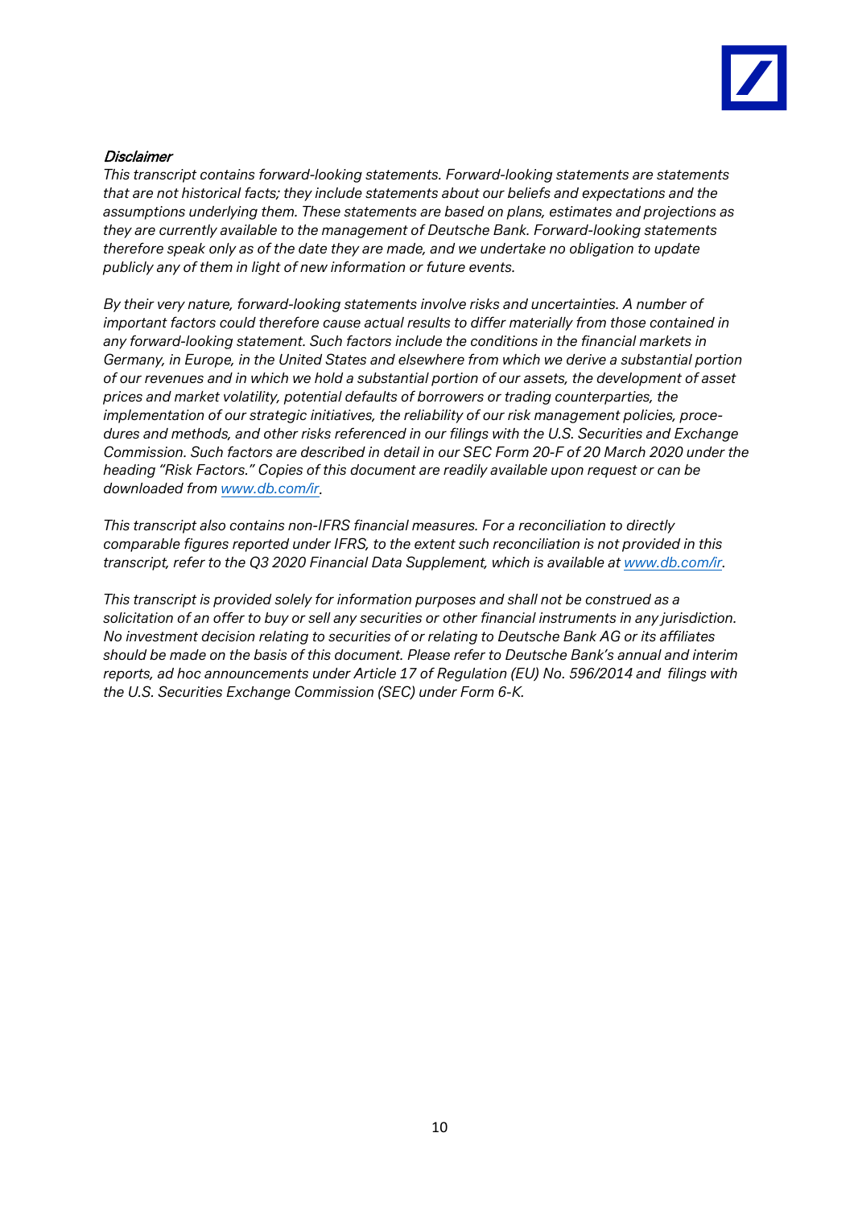*Disclaimer*

*This transcript contains forward-looking statements. Forward-looking statements are statements that are not historical facts; they include statements about our beliefs and expectations and the assumptions underlying them. These statements are based on plans, estimates and projections as they are currently available to the management of Deutsche Bank. Forward-looking statements therefore speak only as of the date they are made, and we undertake no obligation to update publicly any of them in light of new information or future events.*

*By their very nature, forward-looking statements involve risks and uncertainties. A number of important factors could therefore cause actual results to differ materially from those contained in any forward-looking statement. Such factors include the conditions in the financial markets in Germany, in Europe, in the United States and elsewhere from which we derive a substantial portion of our revenues and in which we hold a substantial portion of our assets, the development of asset prices and market volatility, potential defaults of borrowers or trading counterparties, the implementation of our strategic initiatives, the reliability of our risk management policies, procedures and methods, and other risks referenced in our filings with the U.S. Securities and Exchange Commission. Such factors are described in detail in our SEC Form 20-F of 20 March 2020 under the heading "Risk Factors." Copies of this document are readily available upon request or can be downloaded from [www.db.com/ir](http://www.db.com/ir).*

*This transcript also contains non-IFRS financial measures. For a reconciliation to directly comparable figures reported under IFRS, to the extent such reconciliation is not provided in this transcript, refer to the Q3 2020 Financial Data Supplement, which is available at [www.db.com/ir](http://www.db.com/ir).*

*This transcript is provided solely for information purposes and shall not be construed as a solicitation of an offer to buy or sell any securities or other financial instruments in any jurisdiction. No investment decision relating to securities of or relating to Deutsche Bank AG or its affiliates should be made on the basis of this document. Please refer to Deutsche Bank's annual and interim reports, ad hoc announcements under Article 17 of Regulation (EU) No. 596/2014 and filings with the U.S. Securities Exchange Commission (SEC) under Form 6-K.*